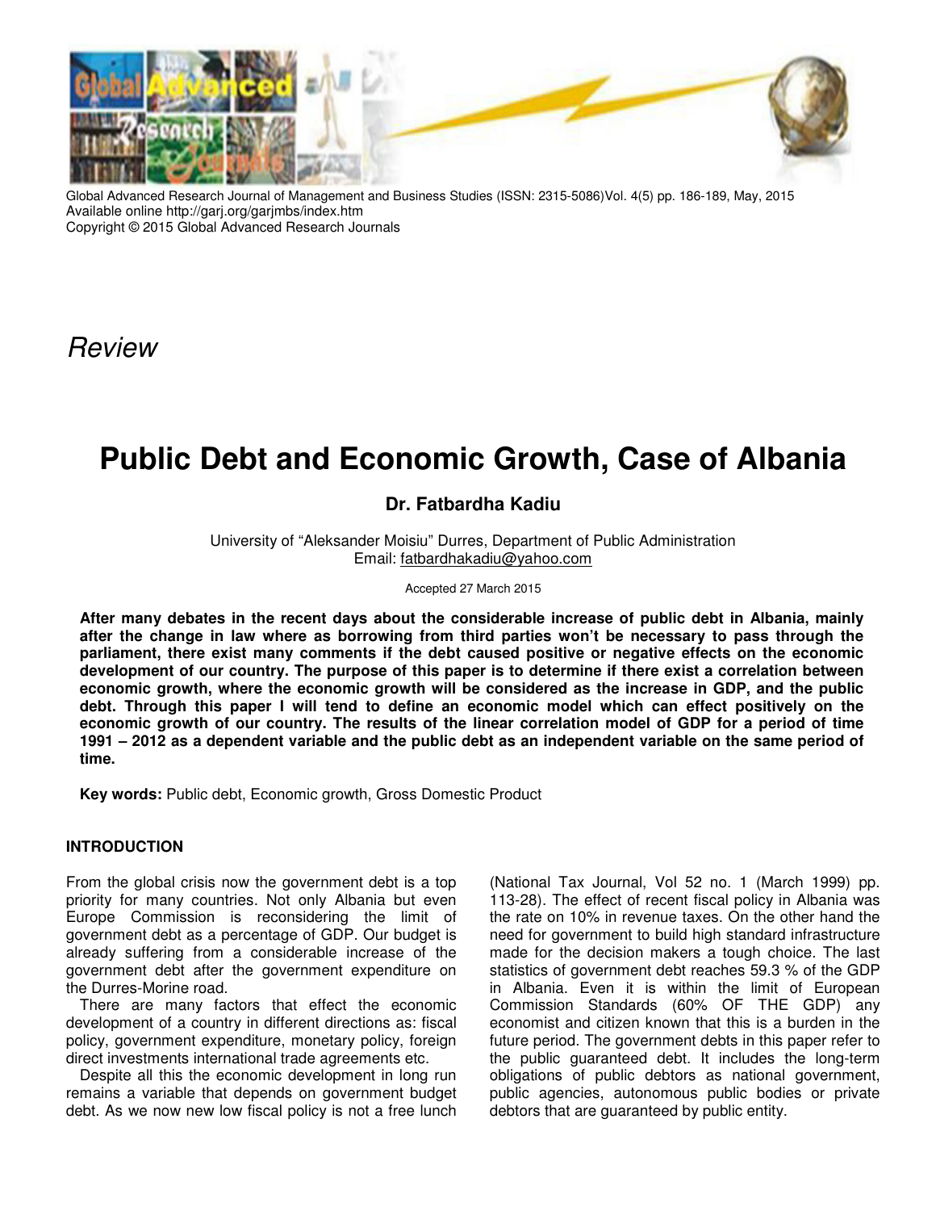*Review*

# Public Debt and Economic Growth, Case of Albania

**Dr. Fatbardha Kadiu**

University of "Aleksander Moisiu" Durres, Department of Public Administration
Email: fatbardhakadiu@yahoo.com

Accepted 27 March 2015

**After many debates in the recent days about the considerable increase of public debt in Albania, mainly after the change in law where as borrowing from third parties won't be necessary to pass through the parliament, there exist many comments if the debt caused positive or negative effects on the economic development of our country. The purpose of this paper is to determine if there exist a correlation between economic growth, where the economic growth will be considered as the increase in GDP, and the public debt. Through this paper I will tend to define an economic model which can effect positively on the economic growth of our country. The results of the linear correlation model of GDP for a period of time 1991 – 2012 as a dependent variable and the public debt as an independent variable on the same period of time.**

**Key words:** Public debt, Economic growth, Gross Domestic Product

## INTRODUCTION

From the global crisis now the government debt is a top priority for many countries. Not only Albania but even Europe Commission is reconsidering the limit of government debt as a percentage of GDP. Our budget is already suffering from a considerable increase of the government debt after the government expenditure on the Durres-Morine road.

There are many factors that effect the economic development of a country in different directions as: fiscal policy, government expenditure, monetary policy, foreign direct investments international trade agreements etc.

Despite all this the economic development in long run remains a variable that depends on government budget debt. As we now new low fiscal policy is not a free lunch (National Tax Journal, Vol 52 no. 1 (March 1999) pp. 113-28). The effect of recent fiscal policy in Albania was the rate on 10% in revenue taxes. On the other hand the need for government to build high standard infrastructure made for the decision makers a tough choice. The last statistics of government debt reaches 59.3 % of the GDP in Albania. Even it is within the limit of European Commission Standards (60% OF THE GDP) any economist and citizen known that this is a burden in the future period. The government debts in this paper refer to the public guaranteed debt. It includes the long-term obligations of public debtors as national government, public agencies, autonomous public bodies or private debtors that are guaranteed by public entity.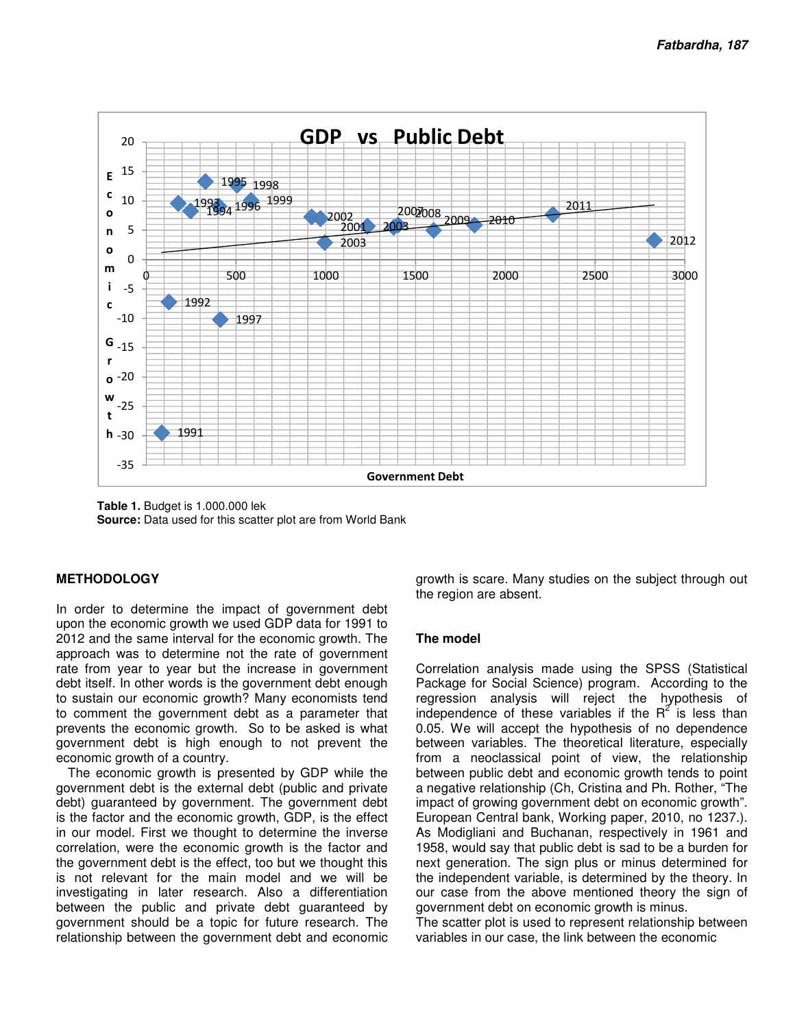Table 1. Budget is 1.000.000 lek
Source: Data used for this scatter plot are from World Bank

## METHODOLOGY

In order to determine the impact of government debt upon the economic growth we used GDP data for 1991 to 2012 and the same interval for the economic growth. The approach was to determine not the rate of government rate from year to year but the increase in government debt itself. In other words is the government debt enough to sustain our economic growth? Many economists tend to comment the government debt as a parameter that prevents the economic growth. So to be asked is what government debt is high enough to not prevent the economic growth of a country.

The economic growth is presented by GDP while the government debt is the external debt (public and private debt) guaranteed by government. The government debt is the factor and the economic growth, GDP, is the effect in our model. First we thought to determine the inverse correlation, were the economic growth is the factor and the government debt is the effect, too but we thought this is not relevant for the main model and we will be investigating in later research. Also a differentiation between the public and private debt guaranteed by government should be a topic for future research. The relationship between the government debt and economic growth is scare. Many studies on the subject through out the region are absent.

### The model

Correlation analysis made using the SPSS (Statistical Package for Social Science) program. According to the regression analysis will reject the hypothesis of independence of these variables if the $R^2$ is less than 0.05. We will accept the hypothesis of no dependence between variables. The theoretical literature, especially from a neoclassical point of view, the relationship between public debt and economic growth tends to point a negative relationship (Ch, Cristina and Ph. Rother, "The impact of growing government debt on economic growth". European Central bank, Working paper, 2010, no 1237.). As Modigliani and Buchanan, respectively in 1961 and 1958, would say that public debt is sad to be a burden for next generation. The sign plus or minus determined for the independent variable, is determined by the theory. In our case from the above mentioned theory the sign of government debt on economic growth is minus.

The scatter plot is used to represent relationship between variables in our case, the link between the economic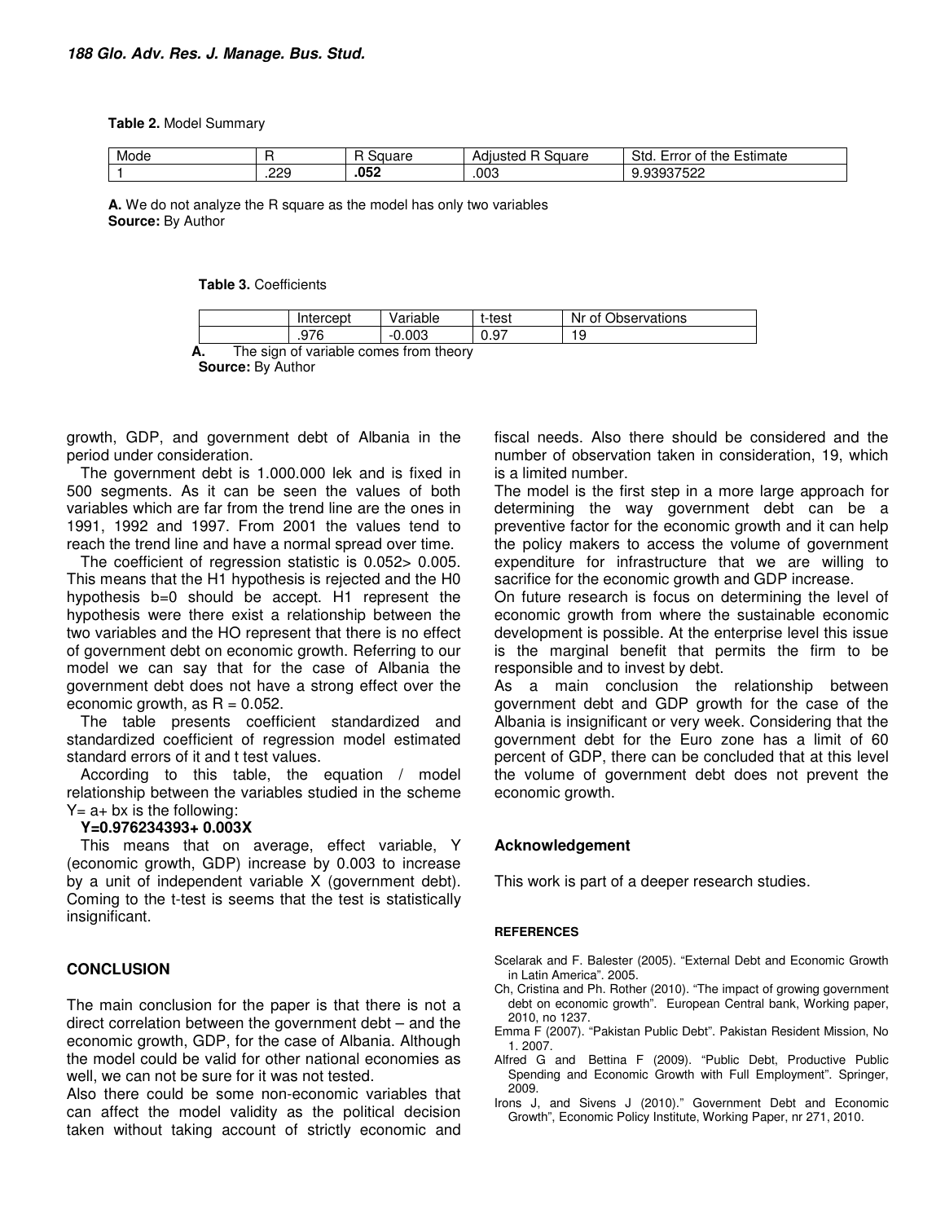**Table 2.** Model Summary

| Mode | R | R Square | Adjusted R Square | Std. Error of the Estimate |
|---|---|---|---|---|
| 1 | .229 | **.052** | .003 | 9.93937522 |

**A.** We do not analyze the R square as the model has only two variables
**Source:** By Author

**Table 3.** Coefficients

| | Intercept | Variable | t-test | Nr of Observations |
|---|---|---|---|---|
| | .976 | -0.003 | 0.97 | 19 |

**A.** The sign of variable comes from theory
**Source:** By Author

growth, GDP, and government debt of Albania in the period under consideration.

The government debt is 1.000.000 lek and is fixed in 500 segments. As it can be seen the values of both variables which are far from the trend line are the ones in 1991, 1992 and 1997. From 2001 the values tend to reach the trend line and have a normal spread over time.

The coefficient of regression statistic is 0.052> 0.005. This means that the H1 hypothesis is rejected and the H0 hypothesis b=0 should be accept. H1 represent the hypothesis were there exist a relationship between the two variables and the HO represent that there is no effect of government debt on economic growth. Referring to our model we can say that for the case of Albania the government debt does not have a strong effect over the economic growth, as R = 0.052.

The table presents coefficient standardized and standardized coefficient of regression model estimated standard errors of it and t test values.

According to this table, the equation / model relationship between the variables studied in the scheme Y= a+ bx is the following:

**Y=0.976234393+ 0.003X**

This means that on average, effect variable, Y (economic growth, GDP) increase by 0.003 to increase by a unit of independent variable X (government debt). Coming to the t-test is seems that the test is statistically insignificant.

## CONCLUSION

The main conclusion for the paper is that there is not a direct correlation between the government debt – and the economic growth, GDP, for the case of Albania. Although the model could be valid for other national economies as well, we can not be sure for it was not tested.

Also there could be some non-economic variables that can affect the model validity as the political decision taken without taking account of strictly economic and fiscal needs. Also there should be considered and the number of observation taken in consideration, 19, which is a limited number.

The model is the first step in a more large approach for determining the way government debt can be a preventive factor for the economic growth and it can help the policy makers to access the volume of government expenditure for infrastructure that we are willing to sacrifice for the economic growth and GDP increase.

On future research is focus on determining the level of economic growth from where the sustainable economic development is possible. At the enterprise level this issue is the marginal benefit that permits the firm to be responsible and to invest by debt.

As a main conclusion the relationship between government debt and GDP growth for the case of the Albania is insignificant or very week. Considering that the government debt for the Euro zone has a limit of 60 percent of GDP, there can be concluded that at this level the volume of government debt does not prevent the economic growth.

## Acknowledgement

This work is part of a deeper research studies.

## REFERENCES

Scelarak and F. Balester (2005). "External Debt and Economic Growth in Latin America". 2005.

Ch, Cristina and Ph. Rother (2010). "The impact of growing government debt on economic growth". European Central bank, Working paper, 2010, no 1237.

Emma F (2007). "Pakistan Public Debt". Pakistan Resident Mission, No 1. 2007.

Alfred G and Bettina F (2009). "Public Debt, Productive Public Spending and Economic Growth with Full Employment". Springer, 2009.

Irons J, and Sivens J (2010)." Government Debt and Economic Growth", Economic Policy Institute, Working Paper, nr 271, 2010.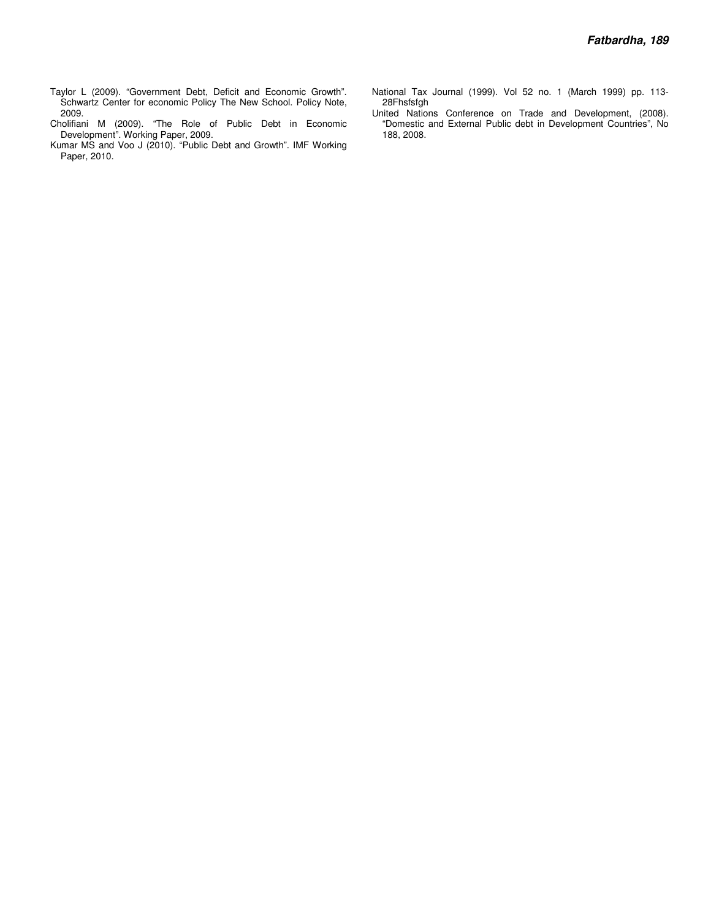Taylor L (2009). “Government Debt, Deficit and Economic Growth”. Schwartz Center for economic Policy The New School. Policy Note, 2009.

Cholifiani M (2009). “The Role of Public Debt in Economic Development”. Working Paper, 2009.

Kumar MS and Voo J (2010). “Public Debt and Growth”. IMF Working Paper, 2010.

National Tax Journal (1999). Vol 52 no. 1 (March 1999) pp. 113-28Fhsfsfgh

United Nations Conference on Trade and Development, (2008). “Domestic and External Public debt in Development Countries”, No 188, 2008.